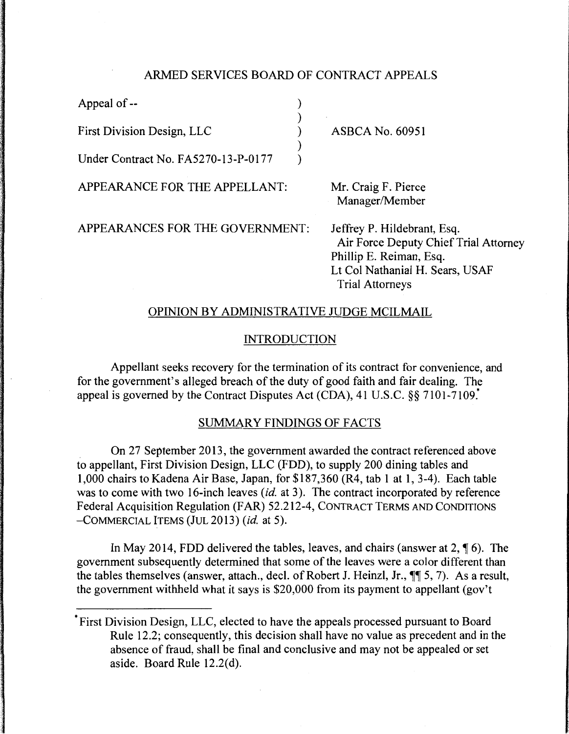ARMED SERVICES BOARD OF CONTRACT APPEALS

| | | |
|---|---|---|
| Appeal of -- | ) | |
| | ) | |
| First Division Design, LLC | ) | ASBCA No. 60951 |
| | ) | |
| Under Contract No. FA5270-13-P-0177 | ) | |

APPEARANCE FOR THE APPELLANT: Mr. Craig F. Pierce
Manager/Member

APPEARANCES FOR THE GOVERNMENT: Jeffrey P. Hildebrant, Esq.
Air Force Deputy Chief Trial Attorney
Phillip E. Reiman, Esq.
Lt Col Nathanial H. Sears, USAF
Trial Attorneys

OPINION BY ADMINISTRATIVE JUDGE MCILMAIL

INTRODUCTION

Appellant seeks recovery for the termination of its contract for convenience, and for the government's alleged breach of the duty of good faith and fair dealing. The appeal is governed by the Contract Disputes Act (CDA), 41 U.S.C. §§ 7101-7109.*

SUMMARY FINDINGS OF FACTS

On 27 September 2013, the government awarded the contract referenced above to appellant, First Division Design, LLC (FDD), to supply 200 dining tables and 1,000 chairs to Kadena Air Base, Japan, for $187,360 (R4, tab 1 at 1, 3-4). Each table was to come with two 16-inch leaves (*id.* at 3). The contract incorporated by reference Federal Acquisition Regulation (FAR) 52.212-4, CONTRACT TERMS AND CONDITIONS –COMMERCIAL ITEMS (JUL 2013) (*id.* at 5).

In May 2014, FDD delivered the tables, leaves, and chairs (answer at 2, ¶ 6). The government subsequently determined that some of the leaves were a color different than the tables themselves (answer, attach., decl. of Robert J. Heinzl, Jr., ¶¶ 5, 7). As a result, the government withheld what it says is $20,000 from its payment to appellant (gov't

* First Division Design, LLC, elected to have the appeals processed pursuant to Board Rule 12.2; consequently, this decision shall have no value as precedent and in the absence of fraud, shall be final and conclusive and may not be appealed or set aside. Board Rule 12.2(d).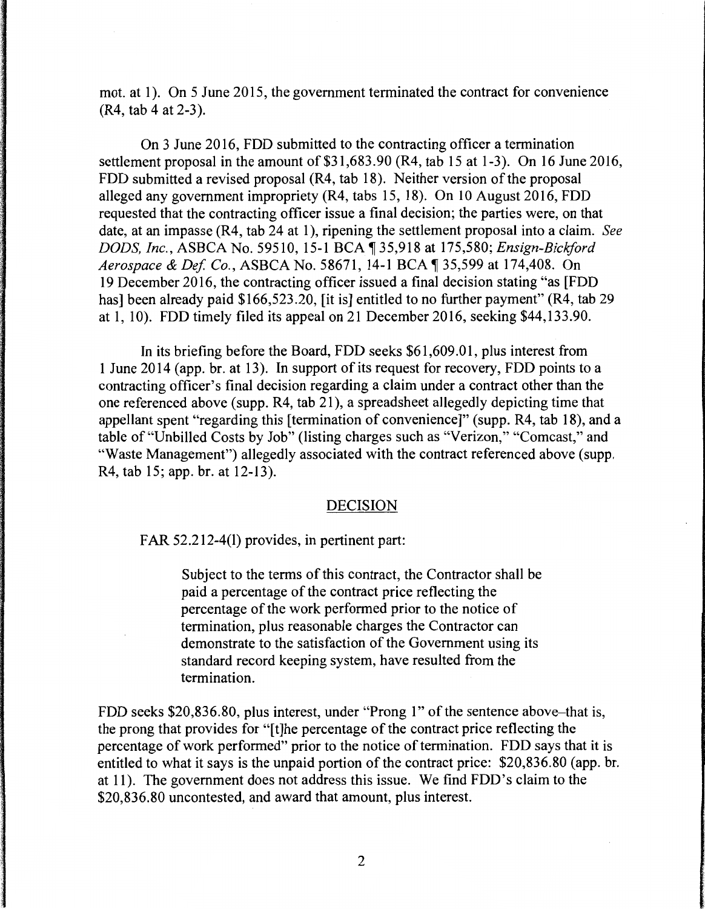mot. at 1). On 5 June 2015, the government terminated the contract for convenience (R4, tab 4 at 2-3).

On 3 June 2016, FDD submitted to the contracting officer a termination settlement proposal in the amount of $31,683.90 (R4, tab 15 at 1-3). On 16 June 2016, FDD submitted a revised proposal (R4, tab 18). Neither version of the proposal alleged any government impropriety (R4, tabs 15, 18). On 10 August 2016, FDD requested that the contracting officer issue a final decision; the parties were, on that date, at an impasse (R4, tab 24 at 1), ripening the settlement proposal into a claim. *See DODS, Inc.*, ASBCA No. 59510, 15-1 BCA ¶ 35,918 at 175,580; *Ensign-Bickford Aerospace & Def. Co.*, ASBCA No. 58671, 14-1 BCA ¶ 35,599 at 174,408. On 19 December 2016, the contracting officer issued a final decision stating "as [FDD has] been already paid $166,523.20, [it is] entitled to no further payment" (R4, tab 29 at 1, 10). FDD timely filed its appeal on 21 December 2016, seeking $44,133.90.

In its briefing before the Board, FDD seeks $61,609.01, plus interest from 1 June 2014 (app. br. at 13). In support of its request for recovery, FDD points to a contracting officer's final decision regarding a claim under a contract other than the one referenced above (supp. R4, tab 21), a spreadsheet allegedly depicting time that appellant spent "regarding this [termination of convenience]" (supp. R4, tab 18), and a table of "Unbilled Costs by Job" (listing charges such as "Verizon," "Comcast," and "Waste Management") allegedly associated with the contract referenced above (supp. R4, tab 15; app. br. at 12-13).

## DECISION

FAR 52.212-4(l) provides, in pertinent part:

> Subject to the terms of this contract, the Contractor shall be paid a percentage of the contract price reflecting the percentage of the work performed prior to the notice of termination, plus reasonable charges the Contractor can demonstrate to the satisfaction of the Government using its standard record keeping system, have resulted from the termination.

FDD seeks $20,836.80, plus interest, under "Prong 1" of the sentence above–that is, the prong that provides for "[t]he percentage of the contract price reflecting the percentage of work performed" prior to the notice of termination. FDD says that it is entitled to what it says is the unpaid portion of the contract price: $20,836.80 (app. br. at 11). The government does not address this issue. We find FDD's claim to the $20,836.80 uncontested, and award that amount, plus interest.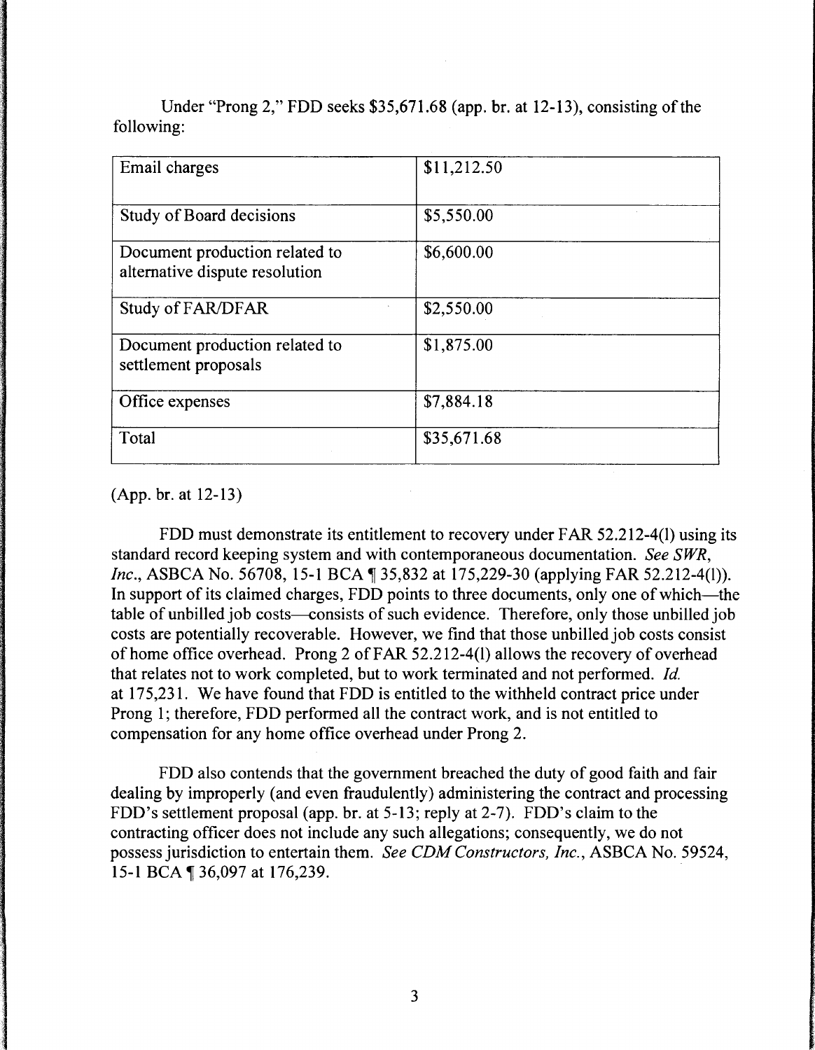Under "Prong 2," FDD seeks $35,671.68 (app. br. at 12-13), consisting of the following:

| Email charges | $11,212.50 |
|---|---|
| Study of Board decisions | $5,550.00 |
| Document production related to alternative dispute resolution | $6,600.00 |
| Study of FAR/DFAR | $2,550.00 |
| Document production related to settlement proposals | $1,875.00 |
| Office expenses | $7,884.18 |
| Total | $35,671.68 |

(App. br. at 12-13)

FDD must demonstrate its entitlement to recovery under FAR 52.212-4(l) using its standard record keeping system and with contemporaneous documentation. *See SWR, Inc.*, ASBCA No. 56708, 15-1 BCA ¶ 35,832 at 175,229-30 (applying FAR 52.212-4(l)). In support of its claimed charges, FDD points to three documents, only one of which—the table of unbilled job costs—consists of such evidence. Therefore, only those unbilled job costs are potentially recoverable. However, we find that those unbilled job costs consist of home office overhead. Prong 2 of FAR 52.212-4(l) allows the recovery of overhead that relates not to work completed, but to work terminated and not performed. *Id.* at 175,231. We have found that FDD is entitled to the withheld contract price under Prong 1; therefore, FDD performed all the contract work, and is not entitled to compensation for any home office overhead under Prong 2.

FDD also contends that the government breached the duty of good faith and fair dealing by improperly (and even fraudulently) administering the contract and processing FDD's settlement proposal (app. br. at 5-13; reply at 2-7). FDD's claim to the contracting officer does not include any such allegations; consequently, we do not possess jurisdiction to entertain them. *See CDM Constructors, Inc.*, ASBCA No. 59524, 15-1 BCA ¶ 36,097 at 176,239.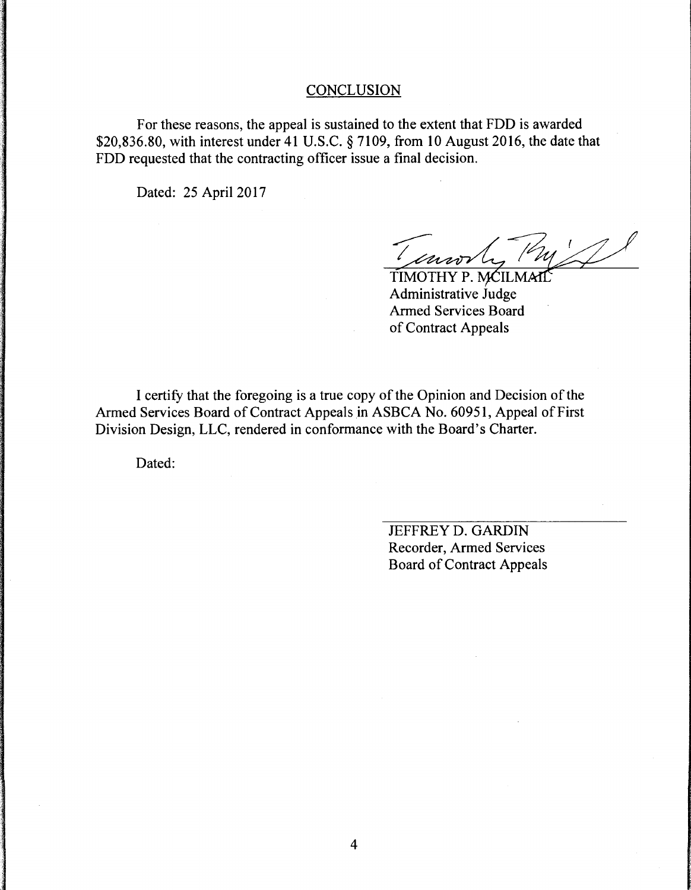## CONCLUSION

For these reasons, the appeal is sustained to the extent that FDD is awarded $20,836.80, with interest under 41 U.S.C. § 7109, from 10 August 2016, the date that FDD requested that the contracting officer issue a final decision.

Dated: 25 April 2017

TIMOTHY P. MCILMAIL
Administrative Judge
Armed Services Board
of Contract Appeals

I certify that the foregoing is a true copy of the Opinion and Decision of the Armed Services Board of Contract Appeals in ASBCA No. 60951, Appeal of First Division Design, LLC, rendered in conformance with the Board's Charter.

Dated:

JEFFREY D. GARDIN
Recorder, Armed Services
Board of Contract Appeals